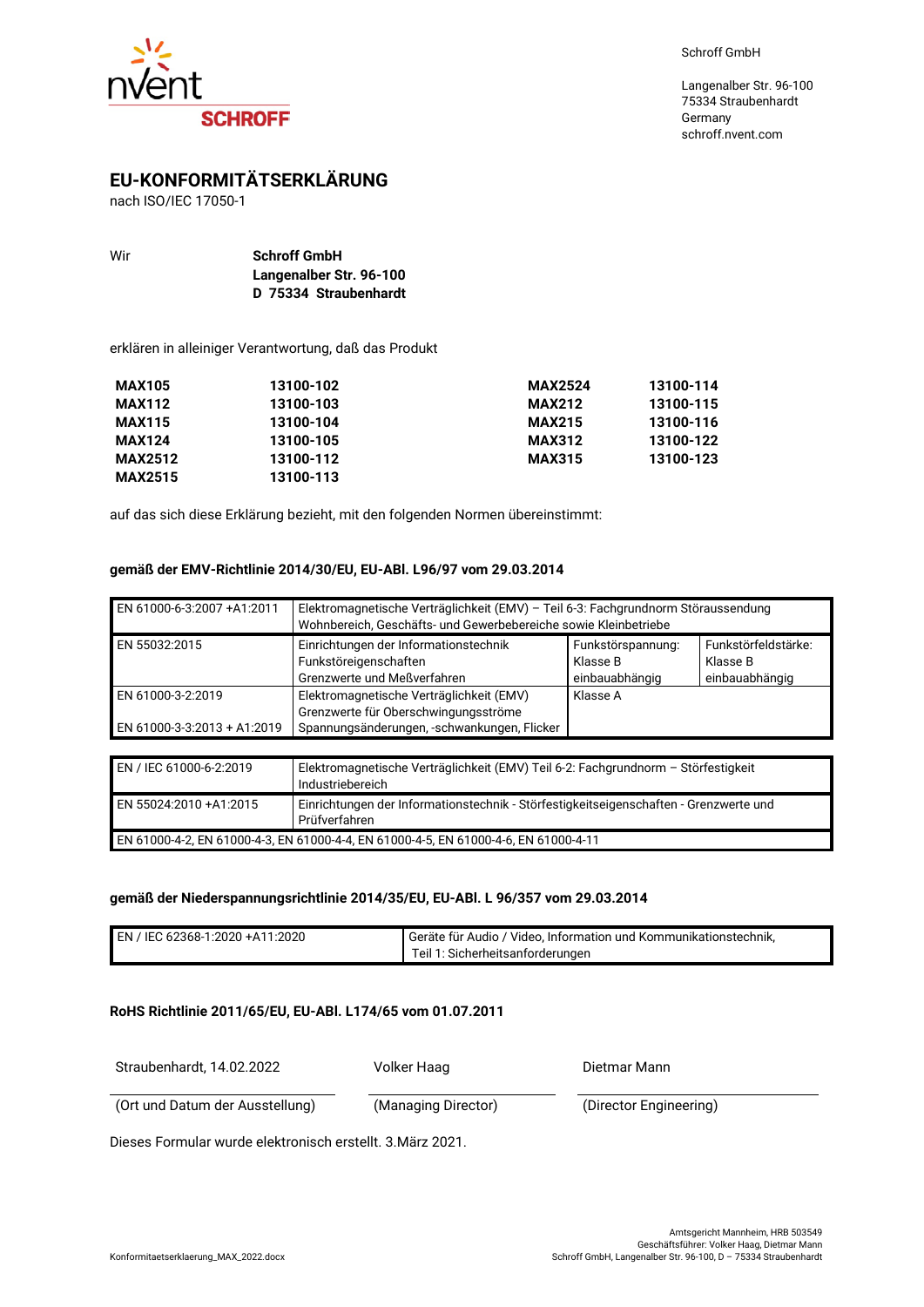Schroff GmbH

Langenalber Str. 96-100
75334 Straubenhardt
Germany
schroff.nvent.com

# EU-KONFORMITÄTSERKLÄRUNG

nach ISO/IEC 17050-1

Wir **Schroff GmbH**
**Langenalber Str. 96-100**
**D 75334 Straubenhardt**

erklären in alleiniger Verantwortung, daß das Produkt

| | | | |
|---|---|---|---|
| **MAX105** | **13100-102** | **MAX2524** | **13100-114** |
| **MAX112** | **13100-103** | **MAX212** | **13100-115** |
| **MAX115** | **13100-104** | **MAX215** | **13100-116** |
| **MAX124** | **13100-105** | **MAX312** | **13100-122** |
| **MAX2512** | **13100-112** | **MAX315** | **13100-123** |
| **MAX2515** | **13100-113** | | |

auf das sich diese Erklärung bezieht, mit den folgenden Normen übereinstimmt:

**gemäß der EMV-Richtlinie 2014/30/EU, EU-ABl. L96/97 vom 29.03.2014**

| | | | |
|---|---|---|---|
| EN 61000-6-3:2007 +A1:2011 | Elektromagnetische Verträglichkeit (EMV) – Teil 6-3: Fachgrundnorm Störaussendung Wohnbereich, Geschäfts- und Gewerbebereiche sowie Kleinbetriebe | | |
| EN 55032:2015 | Einrichtungen der Informationstechnik Funkstöreigenschaften Grenzwerte und Meßverfahren | Funkstörspannung: Klasse B einbauabhängig | Funkstörfeldstärke: Klasse B einbauabhängig |
| EN 61000-3-2:2019 | Elektromagnetische Verträglichkeit (EMV) Grenzwerte für Oberschwingungsströme | Klasse A | |
| EN 61000-3-3:2013 + A1:2019 | Spannungsänderungen, -schwankungen, Flicker | | |

| | |
|---|---|
| EN / IEC 61000-6-2:2019 | Elektromagnetische Verträglichkeit (EMV) Teil 6-2: Fachgrundnorm – Störfestigkeit Industriebereich |
| EN 55024:2010 +A1:2015 | Einrichtungen der Informationstechnik - Störfestigkeitseigenschaften - Grenzwerte und Prüfverfahren |
| EN 61000-4-2, EN 61000-4-3, EN 61000-4-4, EN 61000-4-5, EN 61000-4-6, EN 61000-4-11 | |

**gemäß der Niederspannungsrichtlinie 2014/35/EU, EU-ABl. L 96/357 vom 29.03.2014**

| | |
|---|---|
| EN / IEC 62368-1:2020 +A11:2020 | Geräte für Audio / Video, Information und Kommunikationstechnik, Teil 1: Sicherheitsanforderungen |

**RoHS Richtlinie 2011/65/EU, EU-ABl. L174/65 vom 01.07.2011**

| Straubenhardt, 14.02.2022 | Volker Haag | Dietmar Mann |
|---|---|---|
| (Ort und Datum der Ausstellung) | (Managing Director) | (Director Engineering) |

Dieses Formular wurde elektronisch erstellt. 3.März 2021.

Konformitaetserklaerung_MAX_2022.docx

Amtsgericht Mannheim, HRB 503549
Geschäftsführer: Volker Haag, Dietmar Mann
Schroff GmbH, Langenalber Str. 96-100, D – 75334 Straubenhardt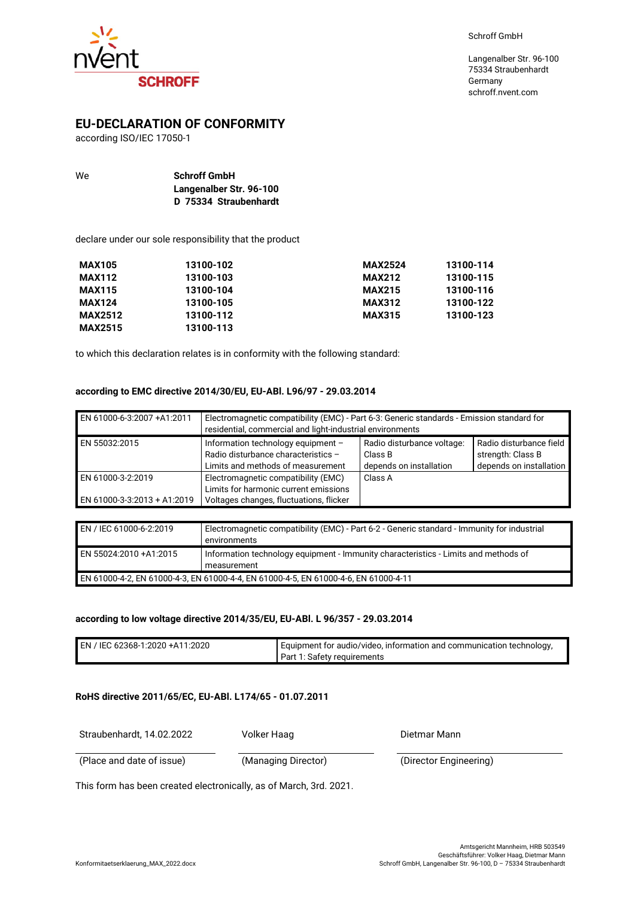Schroff GmbH

Langenalber Str. 96-100
75334 Straubenhardt
Germany
schroff.nvent.com

## EU-DECLARATION OF CONFORMITY

according ISO/IEC 17050-1

We **Schroff GmbH**
**Langenalber Str. 96-100**
**D 75334 Straubenhardt**

declare under our sole responsibility that the product

| | | | |
|---|---|---|---|
| **MAX105** | **13100-102** | **MAX2524** | **13100-114** |
| **MAX112** | **13100-103** | **MAX212** | **13100-115** |
| **MAX115** | **13100-104** | **MAX215** | **13100-116** |
| **MAX124** | **13100-105** | **MAX312** | **13100-122** |
| **MAX2512** | **13100-112** | **MAX315** | **13100-123** |
| **MAX2515** | **13100-113** | | |

to which this declaration relates is in conformity with the following standard:

**according to EMC directive 2014/30/EU, EU-ABl. L96/97 - 29.03.2014**

| | | | |
|---|---|---|---|
| EN 61000-6-3:2007 +A1:2011 | Electromagnetic compatibility (EMC) - Part 6-3: Generic standards - Emission standard for residential, commercial and light-industrial environments | | |
| EN 55032:2015 | Information technology equipment – Radio disturbance characteristics – Limits and methods of measurement | Radio disturbance voltage: Class B depends on installation | Radio disturbance field strength: Class B depends on installation |
| EN 61000-3-2:2019 | Electromagnetic compatibility (EMC) Limits for harmonic current emissions | Class A | |
| EN 61000-3-3:2013 + A1:2019 | Voltages changes, fluctuations, flicker | | |

| | |
|---|---|
| EN / IEC 61000-6-2:2019 | Electromagnetic compatibility (EMC) - Part 6-2 - Generic standard - Immunity for industrial environments |
| EN 55024:2010 +A1:2015 | Information technology equipment - Immunity characteristics - Limits and methods of measurement |
| EN 61000-4-2, EN 61000-4-3, EN 61000-4-4, EN 61000-4-5, EN 61000-4-6, EN 61000-4-11 | |

**according to low voltage directive 2014/35/EU, EU-ABl. L 96/357 - 29.03.2014**

| | |
|---|---|
| EN / IEC 62368-1:2020 +A11:2020 | Equipment for audio/video, information and communication technology, Part 1: Safety requirements |

**RoHS directive 2011/65/EC, EU-ABl. L174/65 - 01.07.2011**

| Straubenhardt, 14.02.2022 | Volker Haag | Dietmar Mann |
|---|---|---|
| (Place and date of issue) | (Managing Director) | (Director Engineering) |

This form has been created electronically, as of March, 3rd. 2021.

Konformitaetserklaerung_MAX_2022.docx

Amtsgericht Mannheim, HRB 503549
Geschäftsführer: Volker Haag, Dietmar Mann
Schroff GmbH, Langenalber Str. 96-100, D – 75334 Straubenhardt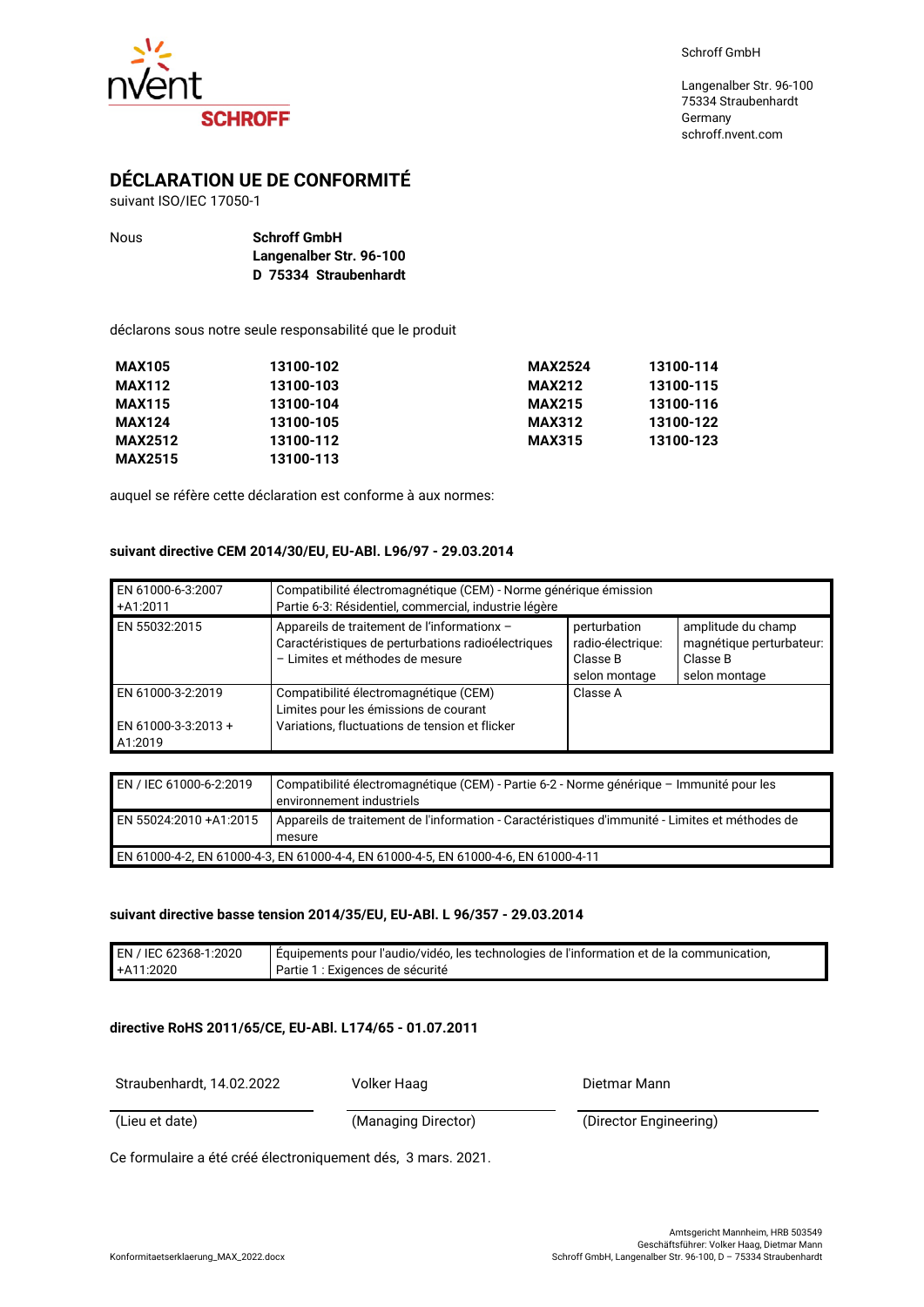Schroff GmbH

Langenalber Str. 96-100
75334 Straubenhardt
Germany
schroff.nvent.com

## DÉCLARATION UE DE CONFORMITÉ

suivant ISO/IEC 17050-1

Nous **Schroff GmbH**
**Langenalber Str. 96-100**
**D 75334 Straubenhardt**

déclarons sous notre seule responsabilité que le produit

| | | | |
|---|---|---|---|
| **MAX105** | **13100-102** | **MAX2524** | **13100-114** |
| **MAX112** | **13100-103** | **MAX212** | **13100-115** |
| **MAX115** | **13100-104** | **MAX215** | **13100-116** |
| **MAX124** | **13100-105** | **MAX312** | **13100-122** |
| **MAX2512** | **13100-112** | **MAX315** | **13100-123** |
| **MAX2515** | **13100-113** | | |

auquel se réfère cette déclaration est conforme à aux normes:

**suivant directive CEM 2014/30/EU, EU-ABl. L96/97 - 29.03.2014**

| | | | |
|---|---|---|---|
| EN 61000-6-3:2007 +A1:2011 | Compatibilité électromagnétique (CEM) - Norme générique émission Partie 6-3: Résidentiel, commercial, industrie légère | | |
| EN 55032:2015 | Appareils de traitement de l'informationx – Caractéristiques de perturbations radioélectriques – Limites et méthodes de mesure | perturbation radio-électrique: Classe B selon montage | amplitude du champ magnétique perturbateur: Classe B selon montage |
| EN 61000-3-2:2019<br>EN 61000-3-3:2013 + A1:2019 | Compatibilité électromagnétique (CEM) Limites pour les émissions de courant<br>Variations, fluctuations de tension et flicker | Classe A | |

| | |
|---|---|
| EN / IEC 61000-6-2:2019 | Compatibilité électromagnétique (CEM) - Partie 6-2 - Norme générique – Immunité pour les environnement industriels |
| EN 55024:2010 +A1:2015 | Appareils de traitement de l'information - Caractéristiques d'immunité - Limites et méthodes de mesure |
| EN 61000-4-2, EN 61000-4-3, EN 61000-4-4, EN 61000-4-5, EN 61000-4-6, EN 61000-4-11 | |

**suivant directive basse tension 2014/35/EU, EU-ABl. L 96/357 - 29.03.2014**

| | |
|---|---|
| EN / IEC 62368-1:2020 +A11:2020 | Équipements pour l'audio/vidéo, les technologies de l'information et de la communication, Partie 1 : Exigences de sécurité |

**directive RoHS 2011/65/CE, EU-ABl. L174/65 - 01.07.2011**

| | | |
|---|---|---|
| Straubenhardt, 14.02.2022 | Volker Haag | Dietmar Mann |
| (Lieu et date) | (Managing Director) | (Director Engineering) |

Ce formulaire a été créé électroniquement dés, 3 mars. 2021.

Konformitaetserklaerung_MAX_2022.docx

Amtsgericht Mannheim, HRB 503549
Geschäftsführer: Volker Haag, Dietmar Mann
Schroff GmbH, Langenalber Str. 96-100, D – 75334 Straubenhardt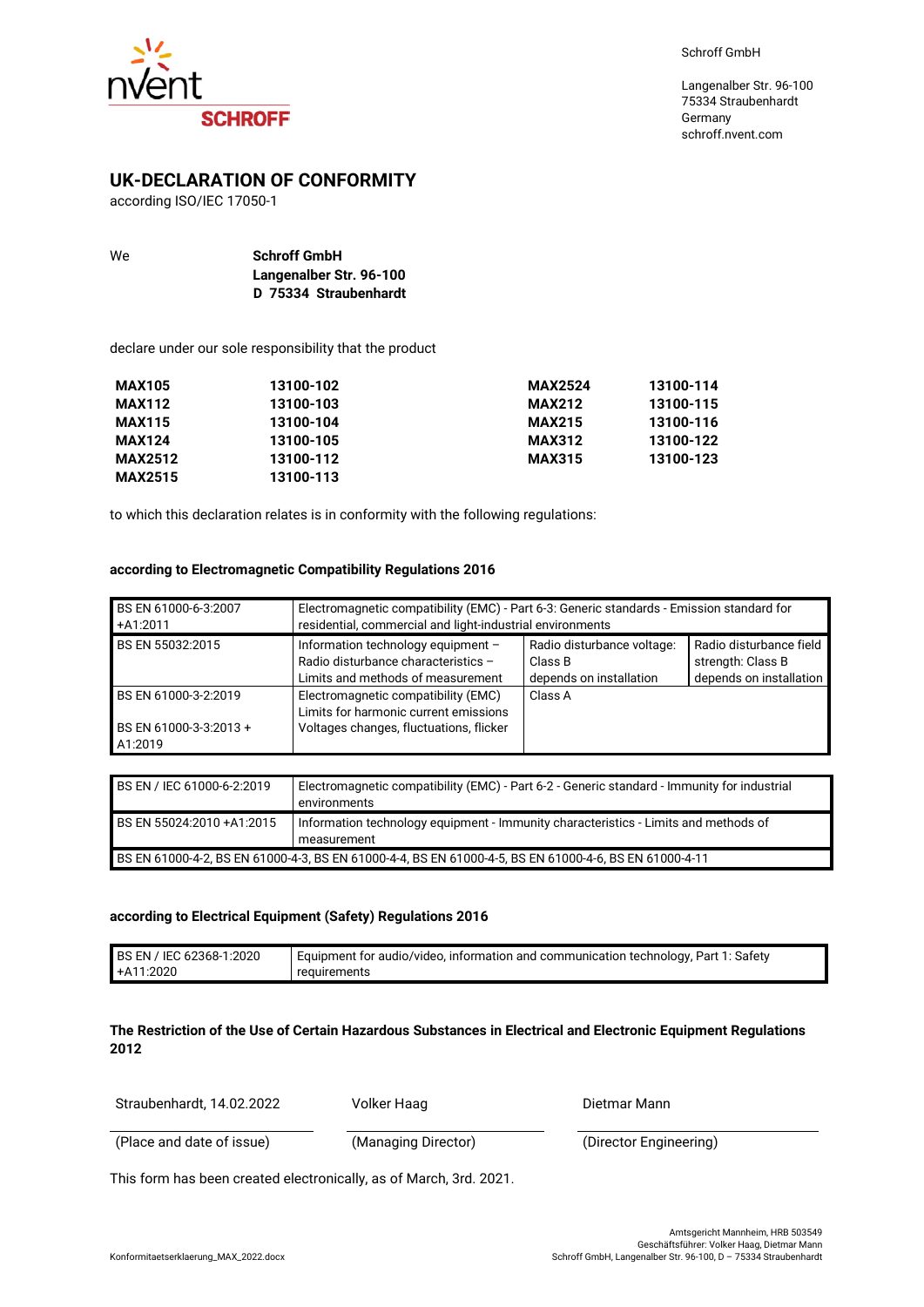nVent SCHROFF

Schroff GmbH

Langenalber Str. 96-100
75334 Straubenhardt
Germany
schroff.nvent.com

# UK-DECLARATION OF CONFORMITY

according ISO/IEC 17050-1

We **Schroff GmbH**
**Langenalber Str. 96-100**
**D 75334 Straubenhardt**

declare under our sole responsibility that the product

| | | | |
|---|---|---|---|
| **MAX105** | **13100-102** | **MAX2524** | **13100-114** |
| **MAX112** | **13100-103** | **MAX212** | **13100-115** |
| **MAX115** | **13100-104** | **MAX215** | **13100-116** |
| **MAX124** | **13100-105** | **MAX312** | **13100-122** |
| **MAX2512** | **13100-112** | **MAX315** | **13100-123** |
| **MAX2515** | **13100-113** | | |

to which this declaration relates is in conformity with the following regulations:

**according to Electromagnetic Compatibility Regulations 2016**

| | | | |
|---|---|---|---|
| BS EN 61000-6-3:2007 +A1:2011 | Electromagnetic compatibility (EMC) - Part 6-3: Generic standards - Emission standard for residential, commercial and light-industrial environments | | |
| BS EN 55032:2015 | Information technology equipment – Radio disturbance characteristics – Limits and methods of measurement | Radio disturbance voltage: Class B depends on installation | Radio disturbance field strength: Class B depends on installation |
| BS EN 61000-3-2:2019<br><br>BS EN 61000-3-3:2013 + A1:2019 | Electromagnetic compatibility (EMC) Limits for harmonic current emissions Voltages changes, fluctuations, flicker | Class A | |

| | |
|---|---|
| BS EN / IEC 61000-6-2:2019 | Electromagnetic compatibility (EMC) - Part 6-2 - Generic standard - Immunity for industrial environments |
| BS EN 55024:2010 +A1:2015 | Information technology equipment - Immunity characteristics - Limits and methods of measurement |
| BS EN 61000-4-2, BS EN 61000-4-3, BS EN 61000-4-4, BS EN 61000-4-5, BS EN 61000-4-6, BS EN 61000-4-11 | |

**according to Electrical Equipment (Safety) Regulations 2016**

| | |
|---|---|
| BS EN / IEC 62368-1:2020 +A11:2020 | Equipment for audio/video, information and communication technology, Part 1: Safety requirements |

**The Restriction of the Use of Certain Hazardous Substances in Electrical and Electronic Equipment Regulations 2012**

| | | |
|---|---|---|
| Straubenhardt, 14.02.2022 | Volker Haag | Dietmar Mann |
| (Place and date of issue) | (Managing Director) | (Director Engineering) |

This form has been created electronically, as of March, 3rd. 2021.

Konformitaetserklaerung_MAX_2022.docx

Amtsgericht Mannheim, HRB 503549
Geschäftsführer: Volker Haag, Dietmar Mann
Schroff GmbH, Langenalber Str. 96-100, D – 75334 Straubenhardt